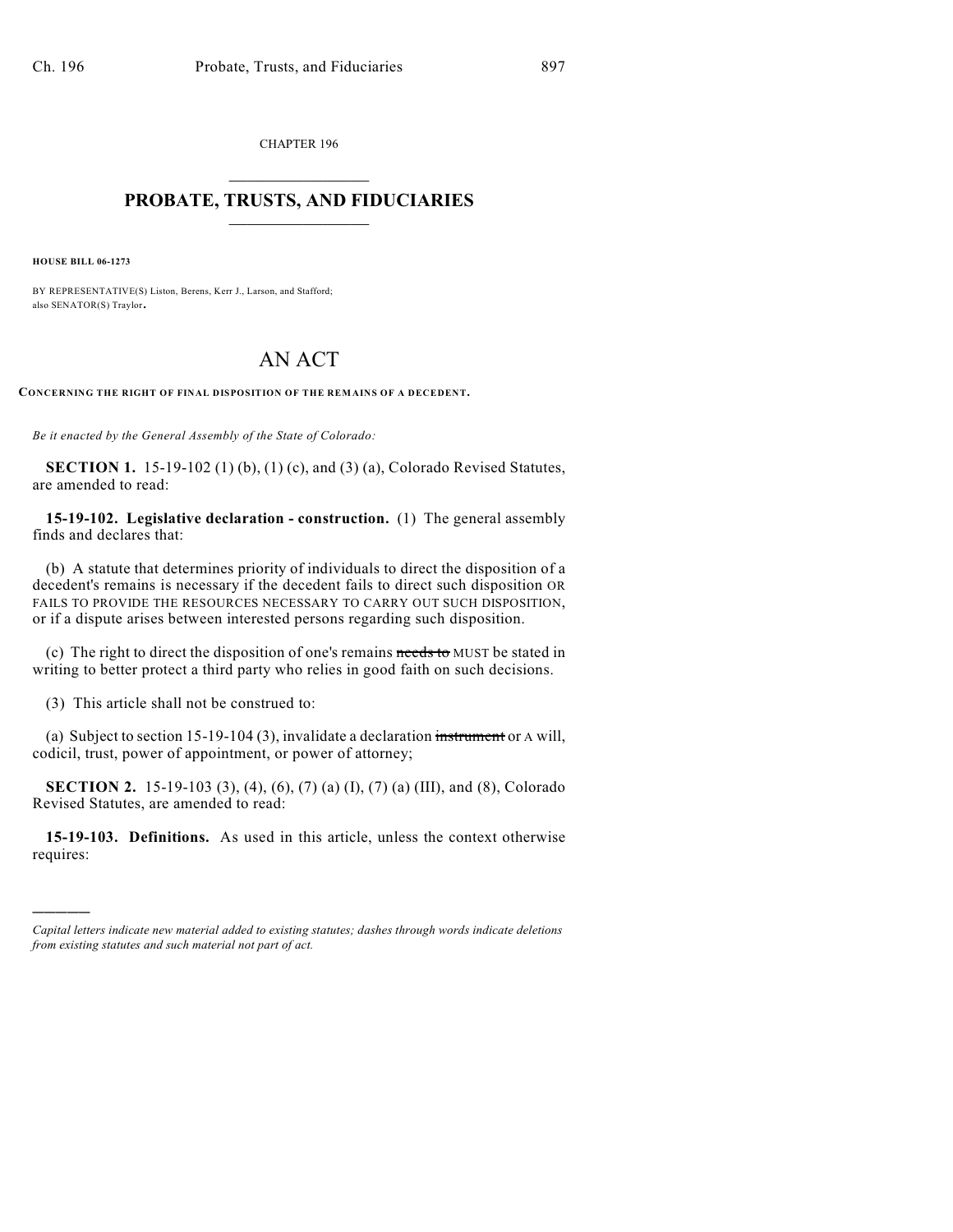CHAPTER 196

# PROBATE, TRUSTS, AND FIDUCIARIES

**HOUSE BILL 06-1273**

BY REPRESENTATIVE(S) Liston, Berens, Kerr J., Larson, and Stafford; also SENATOR(S) Traylor.

# AN ACT

**CONCERNING THE RIGHT OF FINAL DISPOSITION OF THE REMAINS OF A DECEDENT.**

*Be it enacted by the General Assembly of the State of Colorado:*

**SECTION 1.** 15-19-102 (1) (b), (1) (c), and (3) (a), Colorado Revised Statutes, are amended to read:

**15-19-102. Legislative declaration - construction.** (1) The general assembly finds and declares that:

(b) A statute that determines priority of individuals to direct the disposition of a decedent's remains is necessary if the decedent fails to direct such disposition OR FAILS TO PROVIDE THE RESOURCES NECESSARY TO CARRY OUT SUCH DISPOSITION, or if a dispute arises between interested persons regarding such disposition.

(c) The right to direct the disposition of one's remains ~~needs to~~ MUST be stated in writing to better protect a third party who relies in good faith on such decisions.

(3) This article shall not be construed to:

(a) Subject to section 15-19-104 (3), invalidate a declaration ~~instrument~~ or A will, codicil, trust, power of appointment, or power of attorney;

**SECTION 2.** 15-19-103 (3), (4), (6), (7) (a) (I), (7) (a) (III), and (8), Colorado Revised Statutes, are amended to read:

**15-19-103. Definitions.** As used in this article, unless the context otherwise requires:

---

*Capital letters indicate new material added to existing statutes; dashes through words indicate deletions from existing statutes and such material not part of act.*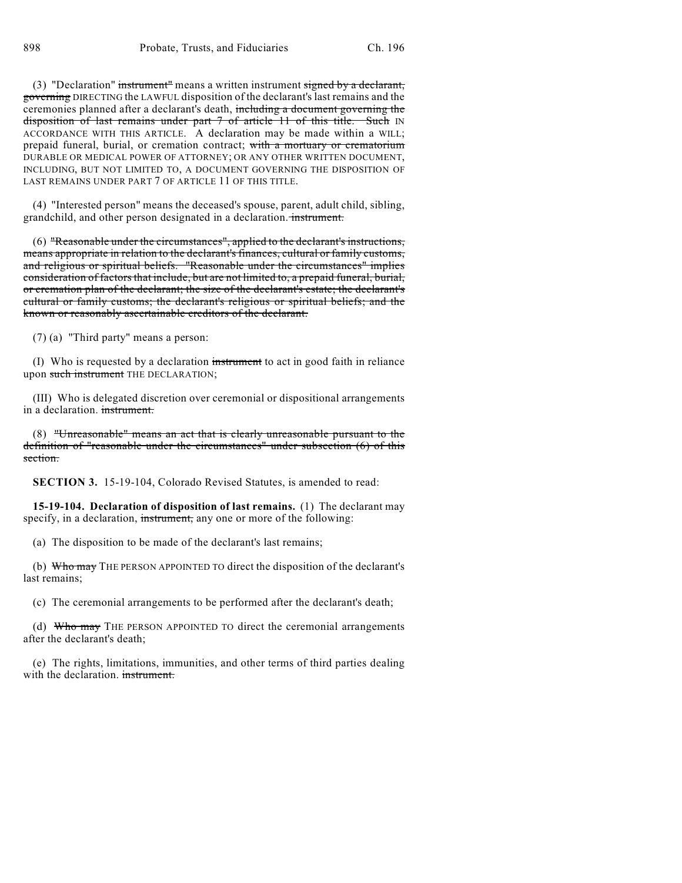(3) "Declaration" ~~instrument"~~ means a written instrument ~~signed by a declarant, governing~~ DIRECTING the LAWFUL disposition of the declarant's last remains and the ceremonies planned after a declarant's death, ~~including a document governing the disposition of last remains under part 7 of article 11 of this title. Such~~ IN ACCORDANCE WITH THIS ARTICLE. A declaration may be made within a WILL; prepaid funeral, burial, or cremation contract; ~~with a mortuary or crematorium~~ DURABLE OR MEDICAL POWER OF ATTORNEY; OR ANY OTHER WRITTEN DOCUMENT, INCLUDING, BUT NOT LIMITED TO, A DOCUMENT GOVERNING THE DISPOSITION OF LAST REMAINS UNDER PART 7 OF ARTICLE 11 OF THIS TITLE.

(4) "Interested person" means the deceased's spouse, parent, adult child, sibling, grandchild, and other person designated in a declaration. ~~instrument.~~

(6) ~~"Reasonable under the circumstances", applied to the declarant's instructions, means appropriate in relation to the declarant's finances, cultural or family customs, and religious or spiritual beliefs. "Reasonable under the circumstances" implies consideration of factors that include, but are not limited to, a prepaid funeral, burial, or cremation plan of the declarant; the size of the declarant's estate; the declarant's cultural or family customs; the declarant's religious or spiritual beliefs; and the known or reasonably ascertainable creditors of the declarant.~~

(7) (a) "Third party" means a person:

(I) Who is requested by a declaration ~~instrument~~ to act in good faith in reliance upon ~~such instrument~~ THE DECLARATION;

(III) Who is delegated discretion over ceremonial or dispositional arrangements in a declaration. ~~instrument.~~

(8) ~~"Unreasonable" means an act that is clearly unreasonable pursuant to the definition of "reasonable under the circumstances" under subsection (6) of this section.~~

**SECTION 3.** 15-19-104, Colorado Revised Statutes, is amended to read:

**15-19-104. Declaration of disposition of last remains.** (1) The declarant may specify, in a declaration, ~~instrument,~~ any one or more of the following:

(a) The disposition to be made of the declarant's last remains;

(b) ~~Who may~~ THE PERSON APPOINTED TO direct the disposition of the declarant's last remains;

(c) The ceremonial arrangements to be performed after the declarant's death;

(d) ~~Who may~~ THE PERSON APPOINTED TO direct the ceremonial arrangements after the declarant's death;

(e) The rights, limitations, immunities, and other terms of third parties dealing with the declaration. ~~instrument.~~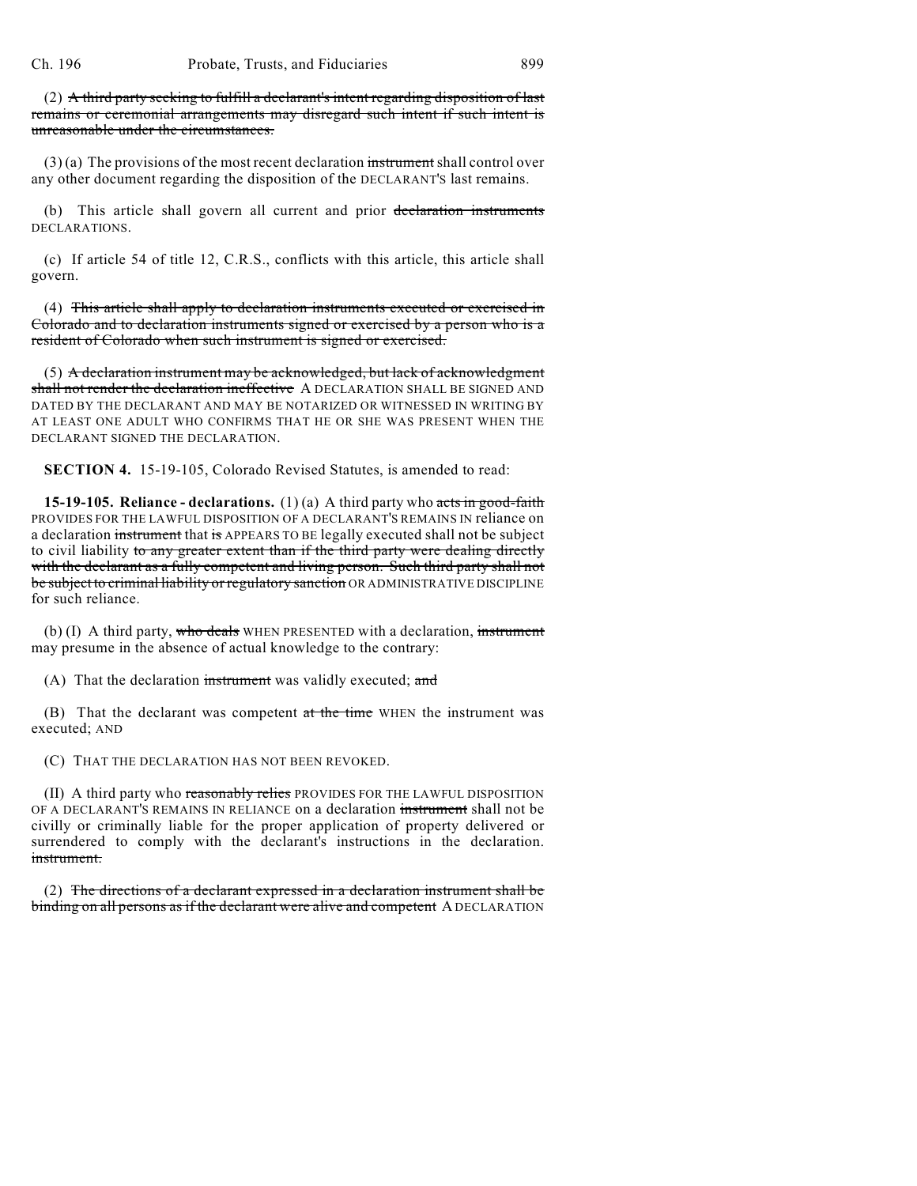(2) ~~A third party seeking to fulfill a declarant's intent regarding disposition of last remains or ceremonial arrangements may disregard such intent if such intent is unreasonable under the circumstances.~~

(3) (a) The provisions of the most recent declaration ~~instrument~~ shall control over any other document regarding the disposition of the DECLARANT'S last remains.

(b) This article shall govern all current and prior ~~declaration instruments~~ DECLARATIONS.

(c) If article 54 of title 12, C.R.S., conflicts with this article, this article shall govern.

(4) ~~This article shall apply to declaration instruments executed or exercised in Colorado and to declaration instruments signed or exercised by a person who is a resident of Colorado when such instrument is signed or exercised.~~

(5) ~~A declaration instrument may be acknowledged, but lack of acknowledgment shall not render the declaration ineffective~~ A DECLARATION SHALL BE SIGNED AND DATED BY THE DECLARANT AND MAY BE NOTARIZED OR WITNESSED IN WRITING BY AT LEAST ONE ADULT WHO CONFIRMS THAT HE OR SHE WAS PRESENT WHEN THE DECLARANT SIGNED THE DECLARATION.

**SECTION 4.** 15-19-105, Colorado Revised Statutes, is amended to read:

**15-19-105. Reliance - declarations.** (1) (a) A third party who ~~acts in good-faith~~ PROVIDES FOR THE LAWFUL DISPOSITION OF A DECLARANT'S REMAINS IN reliance on a declaration ~~instrument~~ that ~~is~~ APPEARS TO BE legally executed shall not be subject to civil liability ~~to any greater extent than if the third party were dealing directly with the declarant as a fully competent and living person. Such third party shall not be subject to criminal liability or regulatory sanction~~ OR ADMINISTRATIVE DISCIPLINE for such reliance.

(b) (I) A third party, ~~who deals~~ WHEN PRESENTED with a declaration, ~~instrument~~ may presume in the absence of actual knowledge to the contrary:

(A) That the declaration ~~instrument~~ was validly executed; ~~and~~

(B) That the declarant was competent ~~at the time~~ WHEN the instrument was executed; AND

(C) THAT THE DECLARATION HAS NOT BEEN REVOKED.

(II) A third party who ~~reasonably relies~~ PROVIDES FOR THE LAWFUL DISPOSITION OF A DECLARANT'S REMAINS IN RELIANCE on a declaration ~~instrument~~ shall not be civilly or criminally liable for the proper application of property delivered or surrendered to comply with the declarant's instructions in the declaration. ~~instrument.~~

(2) ~~The directions of a declarant expressed in a declaration instrument shall be binding on all persons as if the declarant were alive and competent~~ A DECLARATION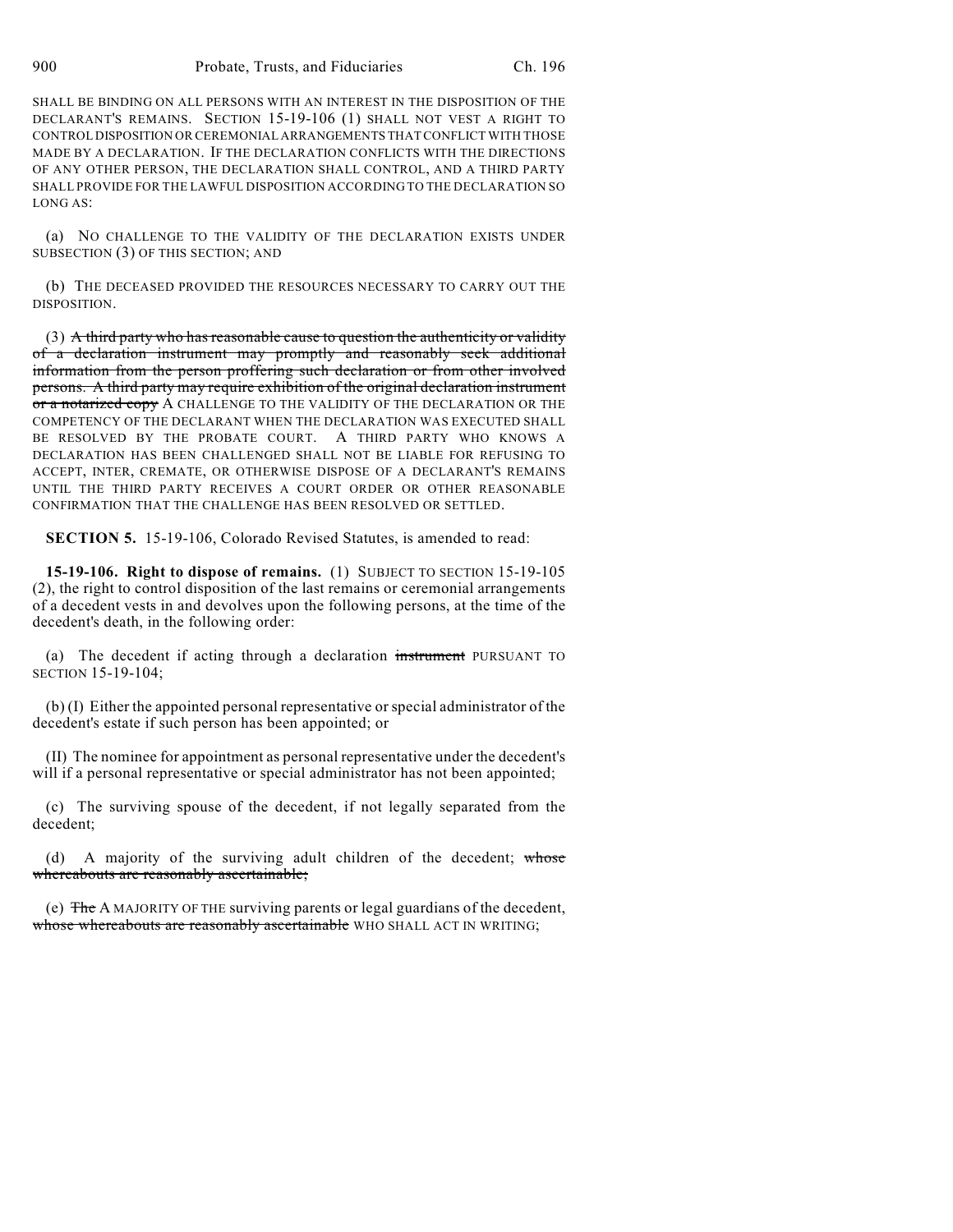SHALL BE BINDING ON ALL PERSONS WITH AN INTEREST IN THE DISPOSITION OF THE DECLARANT'S REMAINS. SECTION 15-19-106 (1) SHALL NOT VEST A RIGHT TO CONTROL DISPOSITION OR CEREMONIAL ARRANGEMENTS THAT CONFLICT WITH THOSE MADE BY A DECLARATION. IF THE DECLARATION CONFLICTS WITH THE DIRECTIONS OF ANY OTHER PERSON, THE DECLARATION SHALL CONTROL, AND A THIRD PARTY SHALL PROVIDE FOR THE LAWFUL DISPOSITION ACCORDING TO THE DECLARATION SO LONG AS:

(a) NO CHALLENGE TO THE VALIDITY OF THE DECLARATION EXISTS UNDER SUBSECTION (3) OF THIS SECTION; AND

(b) THE DECEASED PROVIDED THE RESOURCES NECESSARY TO CARRY OUT THE DISPOSITION.

(3) ~~A third party who has reasonable cause to question the authenticity or validity of a declaration instrument may promptly and reasonably seek additional information from the person proffering such declaration or from other involved persons. A third party may require exhibition of the original declaration instrument or a notarized copy~~ A CHALLENGE TO THE VALIDITY OF THE DECLARATION OR THE COMPETENCY OF THE DECLARANT WHEN THE DECLARATION WAS EXECUTED SHALL BE RESOLVED BY THE PROBATE COURT. A THIRD PARTY WHO KNOWS A DECLARATION HAS BEEN CHALLENGED SHALL NOT BE LIABLE FOR REFUSING TO ACCEPT, INTER, CREMATE, OR OTHERWISE DISPOSE OF A DECLARANT'S REMAINS UNTIL THE THIRD PARTY RECEIVES A COURT ORDER OR OTHER REASONABLE CONFIRMATION THAT THE CHALLENGE HAS BEEN RESOLVED OR SETTLED.

**SECTION 5.** 15-19-106, Colorado Revised Statutes, is amended to read:

**15-19-106. Right to dispose of remains.** (1) SUBJECT TO SECTION 15-19-105 (2), the right to control disposition of the last remains or ceremonial arrangements of a decedent vests in and devolves upon the following persons, at the time of the decedent's death, in the following order:

(a) The decedent if acting through a declaration ~~instrument~~ PURSUANT TO SECTION 15-19-104;

(b) (I) Either the appointed personal representative or special administrator of the decedent's estate if such person has been appointed; or

(II) The nominee for appointment as personal representative under the decedent's will if a personal representative or special administrator has not been appointed;

(c) The surviving spouse of the decedent, if not legally separated from the decedent;

(d) A majority of the surviving adult children of the decedent; ~~whose whereabouts are reasonably ascertainable;~~

(e) ~~The~~ A MAJORITY OF THE surviving parents or legal guardians of the decedent, ~~whose whereabouts are reasonably ascertainable~~ WHO SHALL ACT IN WRITING;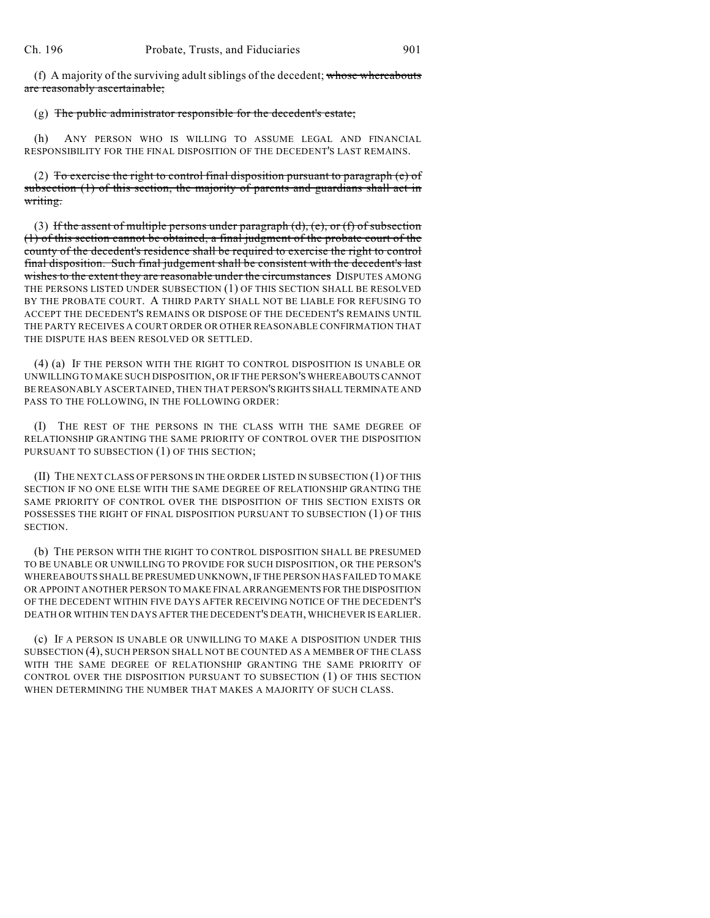(f) A majority of the surviving adult siblings of the decedent; ~~whose whereabouts are reasonably ascertainable;~~

(g) ~~The public administrator responsible for the decedent's estate;~~

(h) ANY PERSON WHO IS WILLING TO ASSUME LEGAL AND FINANCIAL RESPONSIBILITY FOR THE FINAL DISPOSITION OF THE DECEDENT'S LAST REMAINS.

(2) ~~To exercise the right to control final disposition pursuant to paragraph (e) of subsection (1) of this section, the majority of parents and guardians shall act in writing.~~

(3) ~~If the assent of multiple persons under paragraph (d), (e), or (f) of subsection (1) of this section cannot be obtained, a final judgment of the probate court of the county of the decedent's residence shall be required to exercise the right to control final disposition. Such final judgement shall be consistent with the decedent's last wishes to the extent they are reasonable under the circumstances~~ DISPUTES AMONG THE PERSONS LISTED UNDER SUBSECTION (1) OF THIS SECTION SHALL BE RESOLVED BY THE PROBATE COURT. A THIRD PARTY SHALL NOT BE LIABLE FOR REFUSING TO ACCEPT THE DECEDENT'S REMAINS OR DISPOSE OF THE DECEDENT'S REMAINS UNTIL THE PARTY RECEIVES A COURT ORDER OR OTHER REASONABLE CONFIRMATION THAT THE DISPUTE HAS BEEN RESOLVED OR SETTLED.

(4) (a) IF THE PERSON WITH THE RIGHT TO CONTROL DISPOSITION IS UNABLE OR UNWILLING TO MAKE SUCH DISPOSITION, OR IF THE PERSON'S WHEREABOUTS CANNOT BE REASONABLY ASCERTAINED, THEN THAT PERSON'S RIGHTS SHALL TERMINATE AND PASS TO THE FOLLOWING, IN THE FOLLOWING ORDER:

(I) THE REST OF THE PERSONS IN THE CLASS WITH THE SAME DEGREE OF RELATIONSHIP GRANTING THE SAME PRIORITY OF CONTROL OVER THE DISPOSITION PURSUANT TO SUBSECTION (1) OF THIS SECTION;

(II) THE NEXT CLASS OF PERSONS IN THE ORDER LISTED IN SUBSECTION (1) OF THIS SECTION IF NO ONE ELSE WITH THE SAME DEGREE OF RELATIONSHIP GRANTING THE SAME PRIORITY OF CONTROL OVER THE DISPOSITION OF THIS SECTION EXISTS OR POSSESSES THE RIGHT OF FINAL DISPOSITION PURSUANT TO SUBSECTION (1) OF THIS SECTION.

(b) THE PERSON WITH THE RIGHT TO CONTROL DISPOSITION SHALL BE PRESUMED TO BE UNABLE OR UNWILLING TO PROVIDE FOR SUCH DISPOSITION, OR THE PERSON'S WHEREABOUTS SHALL BE PRESUMED UNKNOWN, IF THE PERSON HAS FAILED TO MAKE OR APPOINT ANOTHER PERSON TO MAKE FINAL ARRANGEMENTS FOR THE DISPOSITION OF THE DECEDENT WITHIN FIVE DAYS AFTER RECEIVING NOTICE OF THE DECEDENT'S DEATH OR WITHIN TEN DAYS AFTER THE DECEDENT'S DEATH, WHICHEVER IS EARLIER.

(c) IF A PERSON IS UNABLE OR UNWILLING TO MAKE A DISPOSITION UNDER THIS SUBSECTION (4), SUCH PERSON SHALL NOT BE COUNTED AS A MEMBER OF THE CLASS WITH THE SAME DEGREE OF RELATIONSHIP GRANTING THE SAME PRIORITY OF CONTROL OVER THE DISPOSITION PURSUANT TO SUBSECTION (1) OF THIS SECTION WHEN DETERMINING THE NUMBER THAT MAKES A MAJORITY OF SUCH CLASS.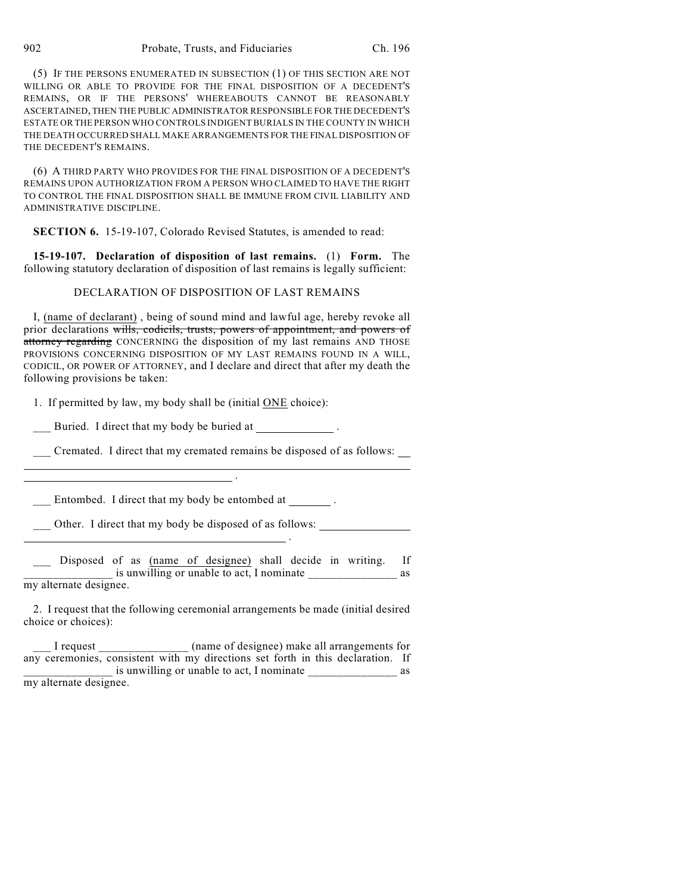(5) IF THE PERSONS ENUMERATED IN SUBSECTION (1) OF THIS SECTION ARE NOT WILLING OR ABLE TO PROVIDE FOR THE FINAL DISPOSITION OF A DECEDENT'S REMAINS, OR IF THE PERSONS' WHEREABOUTS CANNOT BE REASONABLY ASCERTAINED, THEN THE PUBLIC ADMINISTRATOR RESPONSIBLE FOR THE DECEDENT'S ESTATE OR THE PERSON WHO CONTROLS INDIGENT BURIALS IN THE COUNTY IN WHICH THE DEATH OCCURRED SHALL MAKE ARRANGEMENTS FOR THE FINAL DISPOSITION OF THE DECEDENT'S REMAINS.

(6) A THIRD PARTY WHO PROVIDES FOR THE FINAL DISPOSITION OF A DECEDENT'S REMAINS UPON AUTHORIZATION FROM A PERSON WHO CLAIMED TO HAVE THE RIGHT TO CONTROL THE FINAL DISPOSITION SHALL BE IMMUNE FROM CIVIL LIABILITY AND ADMINISTRATIVE DISCIPLINE.

**SECTION 6.** 15-19-107, Colorado Revised Statutes, is amended to read:

**15-19-107. Declaration of disposition of last remains.** (1) **Form.** The following statutory declaration of disposition of last remains is legally sufficient:

DECLARATION OF DISPOSITION OF LAST REMAINS

I, (name of declarant) , being of sound mind and lawful age, hereby revoke all prior declarations ~~wills, codicils, trusts, powers of appointment, and powers of attorney regarding~~ CONCERNING the disposition of my last remains AND THOSE PROVISIONS CONCERNING DISPOSITION OF MY LAST REMAINS FOUND IN A WILL, CODICIL, OR POWER OF ATTORNEY, and I declare and direct that after my death the following provisions be taken:

1. If permitted by law, my body shall be (initial ONE choice):

___ Buried. I direct that my body be buried at _____________ .

___ Cremated. I direct that my cremated remains be disposed of as follows: ___________________________________________________________________ __________________________________ .

___ Entombed. I direct that my body be entombed at _______ .

___ Other. I direct that my body be disposed of as follows: _______________ _____________________________________________ .

___ Disposed of as (name of designee) shall decide in writing. If _______________ is unwilling or unable to act, I nominate _______________ as my alternate designee.

2. I request that the following ceremonial arrangements be made (initial desired choice or choices):

___ I request _______________ (name of designee) make all arrangements for any ceremonies, consistent with my directions set forth in this declaration. If _______________ is unwilling or unable to act, I nominate _______________ as my alternate designee.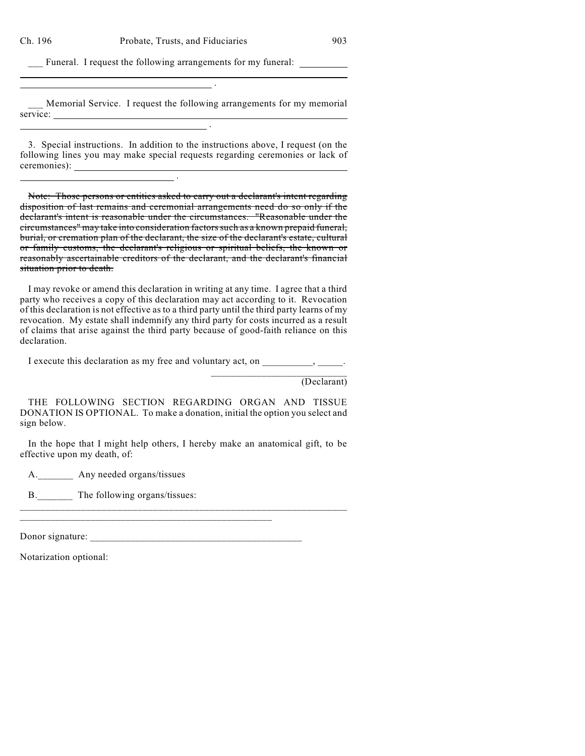___ Funeral. I request the following arrangements for my funeral: ______________________________________________________________ .

___ Memorial Service. I request the following arrangements for my memorial service: ______________________________________________________________ .

3. Special instructions. In addition to the instructions above, I request (on the following lines you may make special requests regarding ceremonies or lack of ceremonies): ______________________________________________________________ .

~~Note: Those persons or entities asked to carry out a declarant's intent regarding disposition of last remains and ceremonial arrangements need do so only if the declarant's intent is reasonable under the circumstances. "Reasonable under the circumstances" may take into consideration factors such as a known prepaid funeral, burial, or cremation plan of the declarant, the size of the declarant's estate, cultural or family customs, the declarant's religious or spiritual beliefs, the known or reasonably ascertainable creditors of the declarant, and the declarant's financial situation prior to death.~~

I may revoke or amend this declaration in writing at any time. I agree that a third party who receives a copy of this declaration may act according to it. Revocation of this declaration is not effective as to a third party until the third party learns of my revocation. My estate shall indemnify any third party for costs incurred as a result of claims that arise against the third party because of good-faith reliance on this declaration.

I execute this declaration as my free and voluntary act, on __________, _____.

___________________________
(Declarant)

THE FOLLOWING SECTION REGARDING ORGAN AND TISSUE DONATION IS OPTIONAL. To make a donation, initial the option you select and sign below.

In the hope that I might help others, I hereby make an anatomical gift, to be effective upon my death, of:

A._______ Any needed organs/tissues

B._______ The following organs/tissues:

________________________________________________________________
____________________________________________________

Donor signature: __________________________________________

Notarization optional: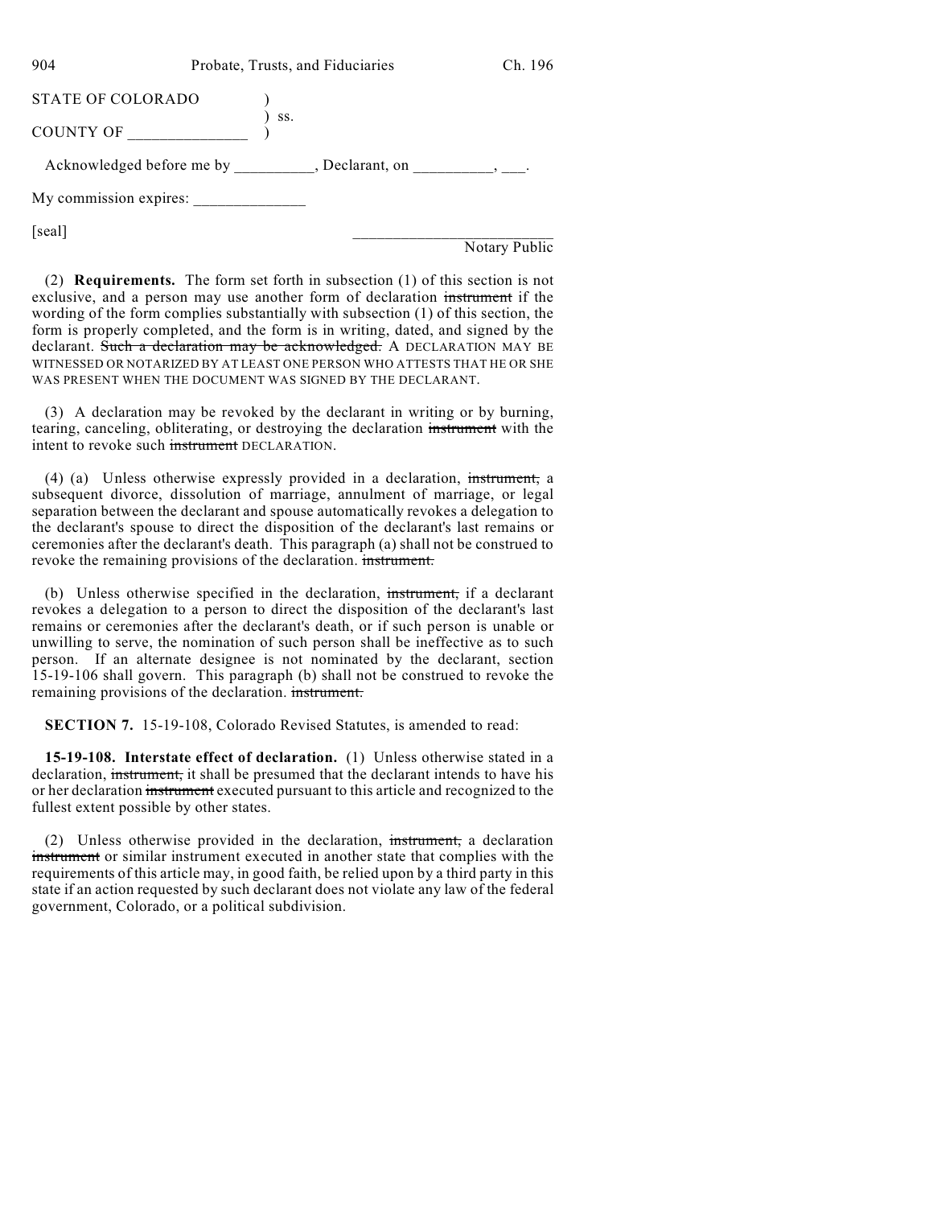STATE OF COLORADO )
) ss.
COUNTY OF _______________ )

Acknowledged before me by __________, Declarant, on __________, ___.

My commission expires: ______________

[seal]

_________________________
Notary Public

(2) **Requirements.** The form set forth in subsection (1) of this section is not exclusive, and a person may use another form of declaration ~~instrument~~ if the wording of the form complies substantially with subsection (1) of this section, the form is properly completed, and the form is in writing, dated, and signed by the declarant. ~~Such a declaration may be acknowledged.~~ A DECLARATION MAY BE WITNESSED OR NOTARIZED BY AT LEAST ONE PERSON WHO ATTESTS THAT HE OR SHE WAS PRESENT WHEN THE DOCUMENT WAS SIGNED BY THE DECLARANT.

(3) A declaration may be revoked by the declarant in writing or by burning, tearing, canceling, obliterating, or destroying the declaration ~~instrument~~ with the intent to revoke such ~~instrument~~ DECLARATION.

(4) (a) Unless otherwise expressly provided in a declaration, ~~instrument,~~ a subsequent divorce, dissolution of marriage, annulment of marriage, or legal separation between the declarant and spouse automatically revokes a delegation to the declarant's spouse to direct the disposition of the declarant's last remains or ceremonies after the declarant's death. This paragraph (a) shall not be construed to revoke the remaining provisions of the declaration. ~~instrument.~~

(b) Unless otherwise specified in the declaration, ~~instrument,~~ if a declarant revokes a delegation to a person to direct the disposition of the declarant's last remains or ceremonies after the declarant's death, or if such person is unable or unwilling to serve, the nomination of such person shall be ineffective as to such person. If an alternate designee is not nominated by the declarant, section 15-19-106 shall govern. This paragraph (b) shall not be construed to revoke the remaining provisions of the declaration. ~~instrument.~~

**SECTION 7.** 15-19-108, Colorado Revised Statutes, is amended to read:

**15-19-108. Interstate effect of declaration.** (1) Unless otherwise stated in a declaration, ~~instrument,~~ it shall be presumed that the declarant intends to have his or her declaration ~~instrument~~ executed pursuant to this article and recognized to the fullest extent possible by other states.

(2) Unless otherwise provided in the declaration, ~~instrument,~~ a declaration ~~instrument~~ or similar instrument executed in another state that complies with the requirements of this article may, in good faith, be relied upon by a third party in this state if an action requested by such declarant does not violate any law of the federal government, Colorado, or a political subdivision.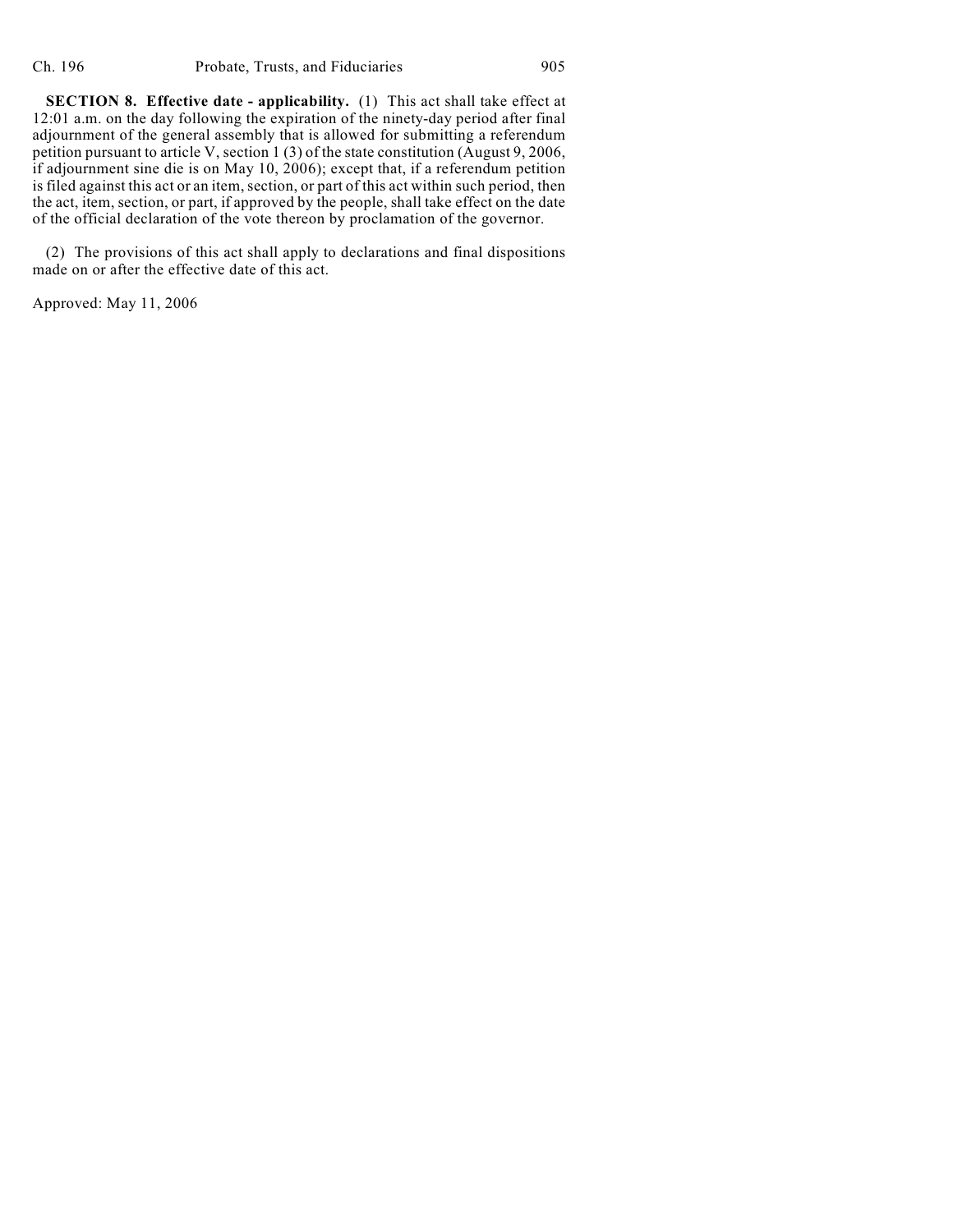**SECTION 8. Effective date - applicability.** (1) This act shall take effect at 12:01 a.m. on the day following the expiration of the ninety-day period after final adjournment of the general assembly that is allowed for submitting a referendum petition pursuant to article V, section 1 (3) of the state constitution (August 9, 2006, if adjournment sine die is on May 10, 2006); except that, if a referendum petition is filed against this act or an item, section, or part of this act within such period, then the act, item, section, or part, if approved by the people, shall take effect on the date of the official declaration of the vote thereon by proclamation of the governor.

(2) The provisions of this act shall apply to declarations and final dispositions made on or after the effective date of this act.

Approved: May 11, 2006